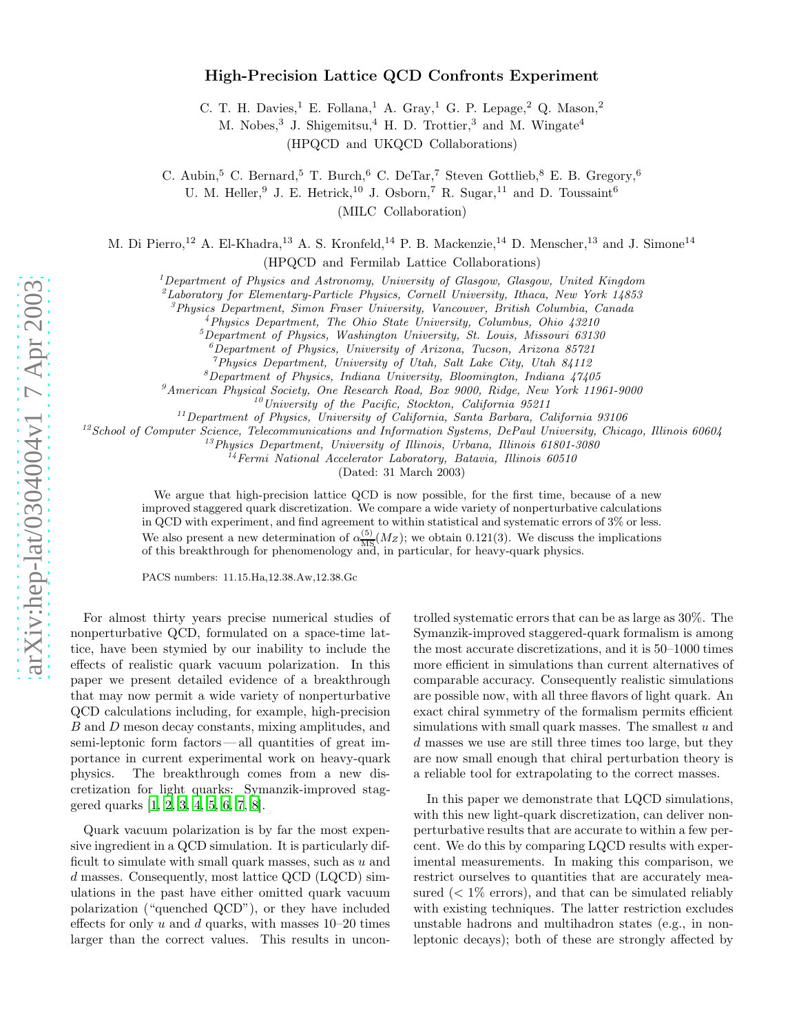# High-Precision Lattice QCD Confronts Experiment

C. T. H. Davies,[1] E. Follana,[1] A. Gray,[1] G. P. Lepage,[2] Q. Mason,[2]
M. Nobes,[3] J. Shigemitsu,[4] H. D. Trottier,[3] and M. Wingate[4]
(HPQCD and UKQCD Collaborations)

C. Aubin,[5] C. Bernard,[5] T. Burch,[6] C. DeTar,[7] Steven Gottlieb,[8] E. B. Gregory,[6]
U. M. Heller,[9] J. E. Hetrick,[10] J. Osborn,[7] R. Sugar,[11] and D. Toussaint[6]
(MILC Collaboration)

M. Di Pierro,[12] A. El-Khadra,[13] A. S. Kronfeld,[14] P. B. Mackenzie,[14] D. Menscher,[13] and J. Simone[14]
(HPQCD and Fermilab Lattice Collaborations)

[1] *Department of Physics and Astronomy, University of Glasgow, Glasgow, United Kingdom*
[2] *Laboratory for Elementary-Particle Physics, Cornell University, Ithaca, New York 14853*
[3] *Physics Department, Simon Fraser University, Vancouver, British Columbia, Canada*
[4] *Physics Department, The Ohio State University, Columbus, Ohio 43210*
[5] *Department of Physics, Washington University, St. Louis, Missouri 63130*
[6] *Department of Physics, University of Arizona, Tucson, Arizona 85721*
[7] *Physics Department, University of Utah, Salt Lake City, Utah 84112*
[8] *Department of Physics, Indiana University, Bloomington, Indiana 47405*
[9] *American Physical Society, One Research Road, Box 9000, Ridge, New York 11961-9000*
[10] *University of the Pacific, Stockton, California 95211*
[11] *Department of Physics, University of California, Santa Barbara, California 93106*
[12] *School of Computer Science, Telecommunications and Information Systems, DePaul University, Chicago, Illinois 60604*
[13] *Physics Department, University of Illinois, Urbana, Illinois 61801-3080*
[14] *Fermi National Accelerator Laboratory, Batavia, Illinois 60510*

(Dated: 31 March 2003)

We argue that high-precision lattice QCD is now possible, for the first time, because of a new improved staggered quark discretization. We compare a wide variety of nonperturbative calculations in QCD with experiment, and find agreement to within statistical and systematic errors of 3% or less. We also present a new determination of $\alpha^{(5)}_{\overline{\rm MS}}(M_Z)$; we obtain 0.121(3). We discuss the implications of this breakthrough for phenomenology and, in particular, for heavy-quark physics.

PACS numbers: 11.15.Ha,12.38.Aw,12.38.Gc

For almost thirty years precise numerical studies of nonperturbative QCD, formulated on a space-time lattice, have been stymied by our inability to include the effects of realistic quark vacuum polarization. In this paper we present detailed evidence of a breakthrough that may now permit a wide variety of nonperturbative QCD calculations including, for example, high-precision $B$ and $D$ meson decay constants, mixing amplitudes, and semi-leptonic form factors — all quantities of great importance in current experimental work on heavy-quark physics. The breakthrough comes from a new discretization for light quarks: Symanzik-improved staggered quarks [1, 2, 3, 4, 5, 6, 7, 8].

Quark vacuum polarization is by far the most expensive ingredient in a QCD simulation. It is particularly difficult to simulate with small quark masses, such as $u$ and $d$ masses. Consequently, most lattice QCD (LQCD) simulations in the past have either omitted quark vacuum polarization ("quenched QCD"), or they have included effects for only $u$ and $d$ quarks, with masses 10–20 times larger than the correct values. This results in uncontrolled systematic errors that can be as large as 30%. The Symanzik-improved staggered-quark formalism is among the most accurate discretizations, and it is 50–1000 times more efficient in simulations than current alternatives of comparable accuracy. Consequently realistic simulations are possible now, with all three flavors of light quark. An exact chiral symmetry of the formalism permits efficient simulations with small quark masses. The smallest $u$ and $d$ masses we use are still three times too large, but they are now small enough that chiral perturbation theory is a reliable tool for extrapolating to the correct masses.

In this paper we demonstrate that LQCD simulations, with this new light-quark discretization, can deliver nonperturbative results that are accurate to within a few percent. We do this by comparing LQCD results with experimental measurements. In making this comparison, we restrict ourselves to quantities that are accurately measured ($<1\%$ errors), and that can be simulated reliably with existing techniques. The latter restriction excludes unstable hadrons and multihadron states (e.g., in nonleptonic decays); both of these are strongly affected by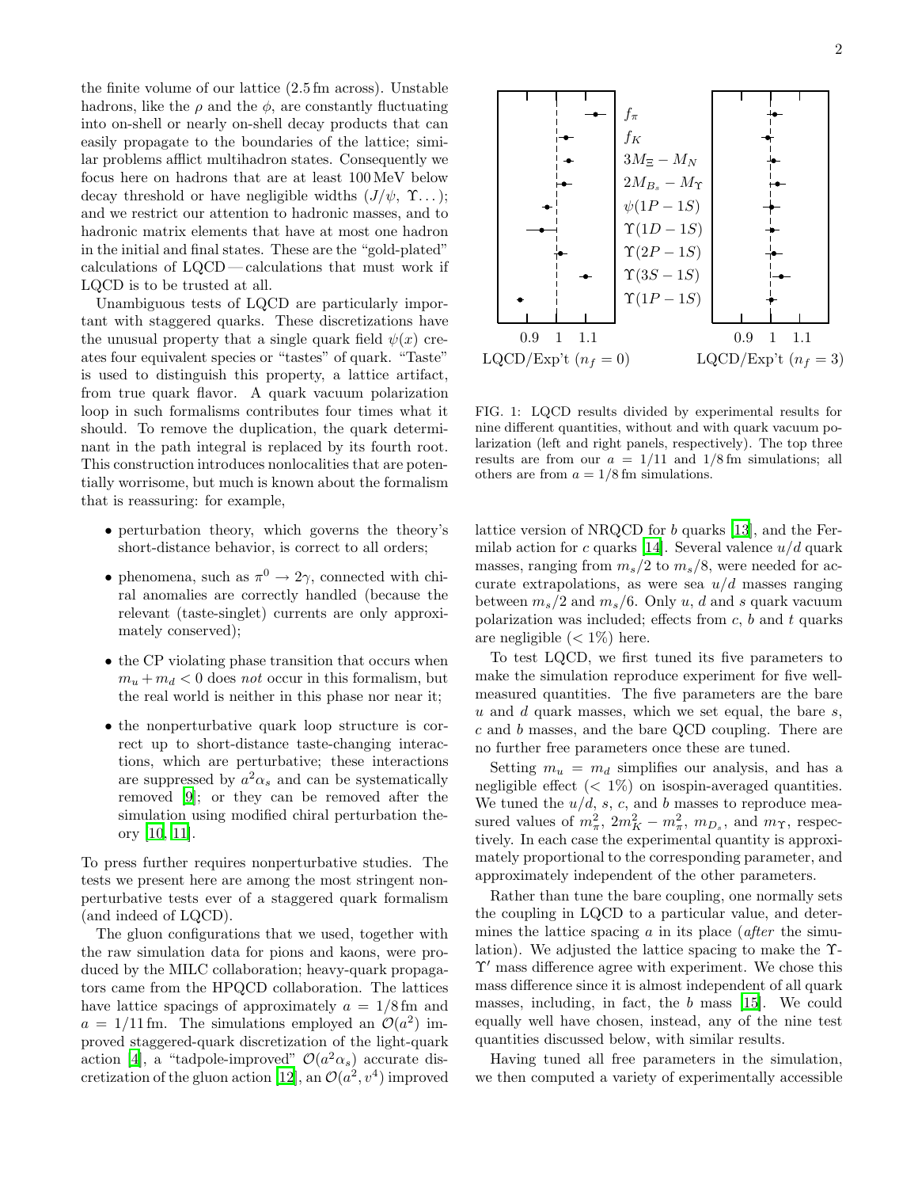the finite volume of our lattice (2.5 fm across). Unstable hadrons, like the $\rho$ and the $\phi$, are constantly fluctuating into on-shell or nearly on-shell decay products that can easily propagate to the boundaries of the lattice; similar problems afflict multihadron states. Consequently we focus here on hadrons that are at least 100 MeV below decay threshold or have negligible widths ($J/\psi$, $\Upsilon\ldots$); and we restrict our attention to hadronic masses, and to hadronic matrix elements that have at most one hadron in the initial and final states. These are the "gold-plated" calculations of LQCD — calculations that must work if LQCD is to be trusted at all.

Unambiguous tests of LQCD are particularly important with staggered quarks. These discretizations have the unusual property that a single quark field $\psi(x)$ creates four equivalent species or "tastes" of quark. "Taste" is used to distinguish this property, a lattice artifact, from true quark flavor. A quark vacuum polarization loop in such formalisms contributes four times what it should. To remove the duplication, the quark determinant in the path integral is replaced by its fourth root. This construction introduces nonlocalities that are potentially worrisome, but much is known about the formalism that is reassuring: for example,

- perturbation theory, which governs the theory's short-distance behavior, is correct to all orders;
- phenomena, such as $\pi^0 \to 2\gamma$, connected with chiral anomalies are correctly handled (because the relevant (taste-singlet) currents are only approximately conserved);
- the CP violating phase transition that occurs when $m_u + m_d < 0$ does *not* occur in this formalism, but the real world is neither in this phase nor near it;
- the nonperturbative quark loop structure is correct up to short-distance taste-changing interactions, which are perturbative; these interactions are suppressed by $a^2\alpha_s$ and can be systematically removed [9]; or they can be removed after the simulation using modified chiral perturbation theory [10, 11].

To press further requires nonperturbative studies. The tests we present here are among the most stringent nonperturbative tests ever of a staggered quark formalism (and indeed of LQCD).

The gluon configurations that we used, together with the raw simulation data for pions and kaons, were produced by the MILC collaboration; heavy-quark propagators came from the HPQCD collaboration. The lattices have lattice spacings of approximately $a = 1/8$ fm and $a = 1/11$ fm. The simulations employed an $\mathcal{O}(a^2)$ improved staggered-quark discretization of the light-quark action [4], a "tadpole-improved" $\mathcal{O}(a^2\alpha_s)$ accurate discretization of the gluon action [12], an $\mathcal{O}(a^2, v^4)$ improved lattice version of NRQCD for $b$ quarks [13], and the Fermilab action for $c$ quarks [14]. Several valence $u/d$ quark masses, ranging from $m_s/2$ to $m_s/8$, were needed for accurate extrapolations, as were sea $u/d$ masses ranging between $m_s/2$ and $m_s/6$. Only $u$, $d$ and $s$ quark vacuum polarization was included; effects from $c$, $b$ and $t$ quarks are negligible ($< 1\%$) here.

FIG. 1: LQCD results divided by experimental results for nine different quantities, without and with quark vacuum polarization (left and right panels, respectively). The top three results are from our $a = 1/11$ and $1/8$ fm simulations; all others are from $a = 1/8$ fm simulations.

To test LQCD, we first tuned its five parameters to make the simulation reproduce experiment for five well-measured quantities. The five parameters are the bare $u$ and $d$ quark masses, which we set equal, the bare $s$, $c$ and $b$ masses, and the bare QCD coupling. There are no further free parameters once these are tuned.

Setting $m_u = m_d$ simplifies our analysis, and has a negligible effect ($< 1\%$) on isospin-averaged quantities. We tuned the $u/d$, $s$, $c$, and $b$ masses to reproduce measured values of $m_\pi^2$, $2m_K^2 - m_\pi^2$, $m_{D_s}$, and $m_\Upsilon$, respectively. In each case the experimental quantity is approximately proportional to the corresponding parameter, and approximately independent of the other parameters.

Rather than tune the bare coupling, one normally sets the coupling in LQCD to a particular value, and determines the lattice spacing $a$ in its place (*after* the simulation). We adjusted the lattice spacing to make the $\Upsilon$-$\Upsilon'$ mass difference agree with experiment. We chose this mass difference since it is almost independent of all quark masses, including, in fact, the $b$ mass [15]. We could equally well have chosen, instead, any of the nine test quantities discussed below, with similar results.

Having tuned all free parameters in the simulation, we then computed a variety of experimentally accessible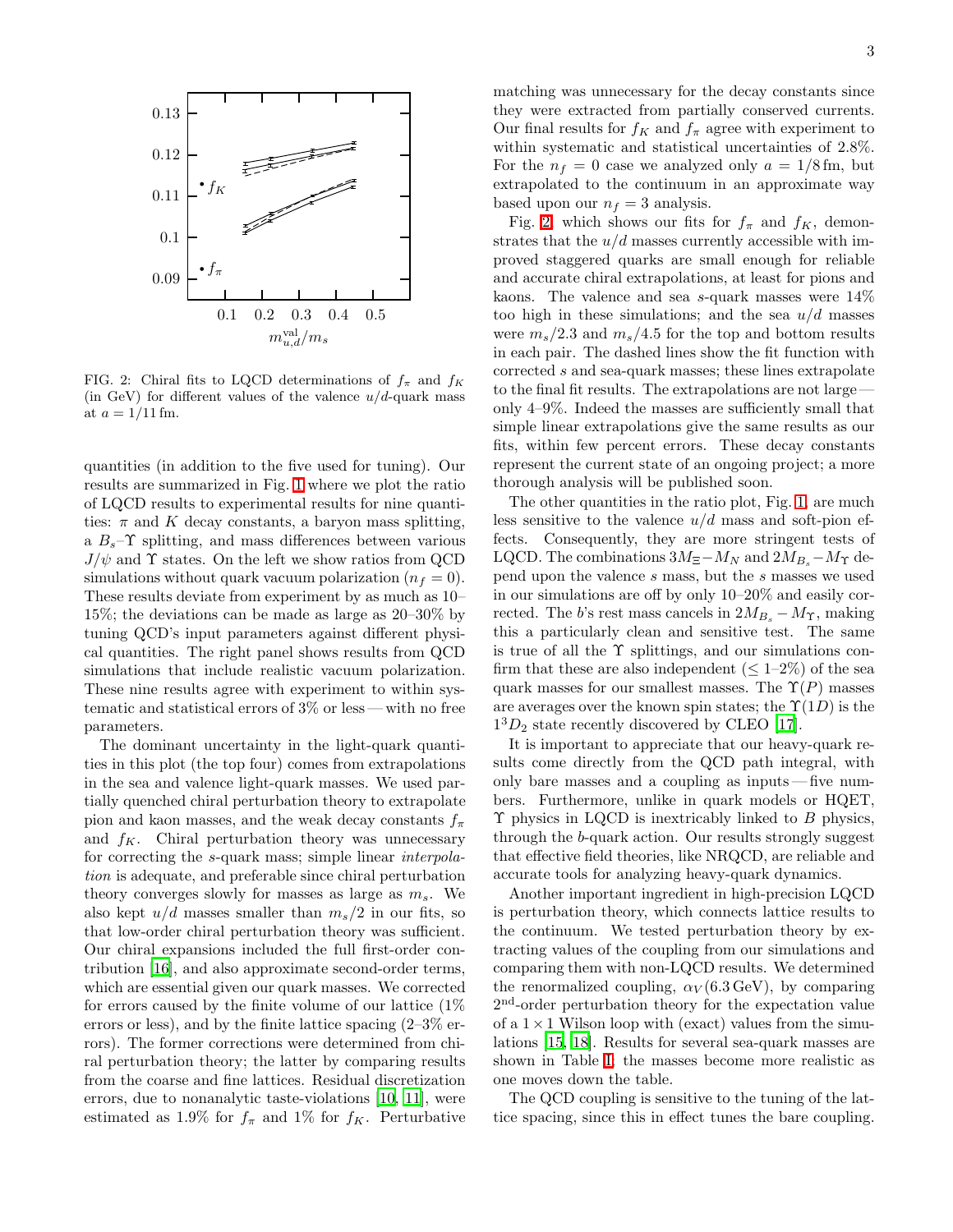FIG. 2: Chiral fits to LQCD determinations of $f_\pi$ and $f_K$ (in GeV) for different values of the valence $u/d$-quark mass at $a = 1/11\,\mathrm{fm}$.

quantities (in addition to the five used for tuning). Our results are summarized in Fig. 1 where we plot the ratio of LQCD results to experimental results for nine quantities: $\pi$ and $K$ decay constants, a baryon mass splitting, a $B_s$–$\Upsilon$ splitting, and mass differences between various $J/\psi$ and $\Upsilon$ states. On the left we show ratios from QCD simulations without quark vacuum polarization ($n_f = 0$). These results deviate from experiment by as much as 10–15%; the deviations can be made as large as 20–30% by tuning QCD's input parameters against different physical quantities. The right panel shows results from QCD simulations that include realistic vacuum polarization. These nine results agree with experiment to within systematic and statistical errors of 3% or less — with no free parameters.

The dominant uncertainty in the light-quark quantities in this plot (the top four) comes from extrapolations in the sea and valence light-quark masses. We used partially quenched chiral perturbation theory to extrapolate pion and kaon masses, and the weak decay constants $f_\pi$ and $f_K$. Chiral perturbation theory was unnecessary for correcting the $s$-quark mass; simple linear *interpolation* is adequate, and preferable since chiral perturbation theory converges slowly for masses as large as $m_s$. We also kept $u/d$ masses smaller than $m_s/2$ in our fits, so that low-order chiral perturbation theory was sufficient. Our chiral expansions included the full first-order contribution [16], and also approximate second-order terms, which are essential given our quark masses. We corrected for errors caused by the finite volume of our lattice (1% errors or less), and by the finite lattice spacing (2–3% errors). The former corrections were determined from chiral perturbation theory; the latter by comparing results from the coarse and fine lattices. Residual discretization errors, due to nonanalytic taste-violations [10, 11], were estimated as 1.9% for $f_\pi$ and 1% for $f_K$. Perturbative matching was unnecessary for the decay constants since they were extracted from partially conserved currents. Our final results for $f_K$ and $f_\pi$ agree with experiment to within systematic and statistical uncertainties of 2.8%. For the $n_f = 0$ case we analyzed only $a = 1/8\,\mathrm{fm}$, but extrapolated to the continuum in an approximate way based upon our $n_f = 3$ analysis.

Fig. 2, which shows our fits for $f_\pi$ and $f_K$, demonstrates that the $u/d$ masses currently accessible with improved staggered quarks are small enough for reliable and accurate chiral extrapolations, at least for pions and kaons. The valence and sea $s$-quark masses were 14% too high in these simulations; and the sea $u/d$ masses were $m_s/2.3$ and $m_s/4.5$ for the top and bottom results in each pair. The dashed lines show the fit function with corrected $s$ and sea-quark masses; these lines extrapolate to the final fit results. The extrapolations are not large — only 4–9%. Indeed the masses are sufficiently small that simple linear extrapolations give the same results as our fits, within few percent errors. These decay constants represent the current state of an ongoing project; a more thorough analysis will be published soon.

The other quantities in the ratio plot, Fig. 1, are much less sensitive to the valence $u/d$ mass and soft-pion effects. Consequently, they are more stringent tests of LQCD. The combinations $3M_\Xi - M_N$ and $2M_{B_s} - M_\Upsilon$ depend upon the valence $s$ mass, but the $s$ masses we used in our simulations are off by only 10–20% and easily corrected. The $b$'s rest mass cancels in $2M_{B_s} - M_\Upsilon$, making this a particularly clean and sensitive test. The same is true of all the $\Upsilon$ splittings, and our simulations confirm that these are also independent ($\leq 1$–2%) of the sea quark masses for our smallest masses. The $\Upsilon(P)$ masses are averages over the known spin states; the $\Upsilon(1D)$ is the $1^3D_2$ state recently discovered by CLEO [17].

It is important to appreciate that our heavy-quark results come directly from the QCD path integral, with only bare masses and a coupling as inputs — five numbers. Furthermore, unlike in quark models or HQET, $\Upsilon$ physics in LQCD is inextricably linked to $B$ physics, through the $b$-quark action. Our results strongly suggest that effective field theories, like NRQCD, are reliable and accurate tools for analyzing heavy-quark dynamics.

Another important ingredient in high-precision LQCD is perturbation theory, which connects lattice results to the continuum. We tested perturbation theory by extracting values of the coupling from our simulations and comparing them with non-LQCD results. We determined the renormalized coupling, $\alpha_V(6.3\,\mathrm{GeV})$, by comparing $2^{\mathrm{nd}}$-order perturbation theory for the expectation value of a $1\times1$ Wilson loop with (exact) values from the simulations [15, 18]. Results for several sea-quark masses are shown in Table I; the masses become more realistic as one moves down the table.

The QCD coupling is sensitive to the tuning of the lattice spacing, since this in effect tunes the bare coupling.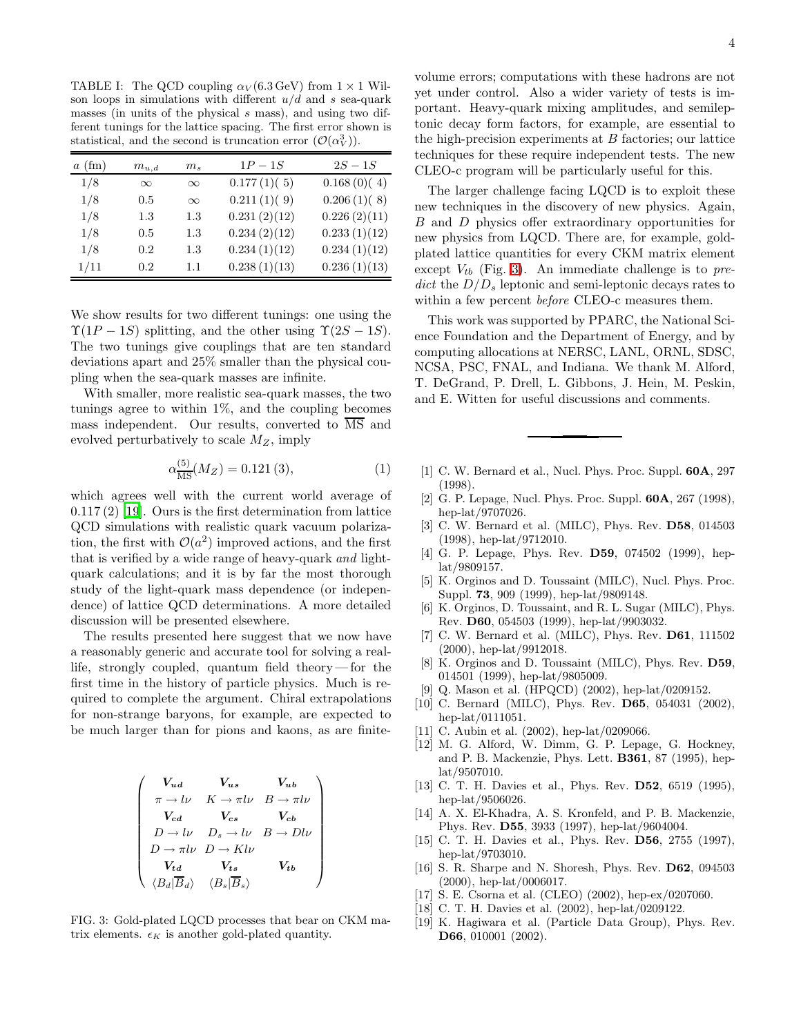TABLE I: The QCD coupling $\alpha_V(6.3\,\text{GeV})$ from $1\times1$ Wilson loops in simulations with different $u/d$ and $s$ sea-quark masses (in units of the physical $s$ mass), and using two different tunings for the lattice spacing. The first error shown is statistical, and the second is truncation error ($\mathcal{O}(\alpha_V^3)$).

| $a$ (fm) | $m_{u,d}$ | $m_s$ | $1P-1S$ | $2S-1S$ |
|---|---|---|---|---|
| 1/8 | $\infty$ | $\infty$ | 0.177 (1)( 5) | 0.168 (0)( 4) |
| 1/8 | 0.5 | $\infty$ | 0.211 (1)( 9) | 0.206 (1)( 8) |
| 1/8 | 1.3 | 1.3 | 0.231 (2)(12) | 0.226 (2)(11) |
| 1/8 | 0.5 | 1.3 | 0.234 (2)(12) | 0.233 (1)(12) |
| 1/8 | 0.2 | 1.3 | 0.234 (1)(12) | 0.234 (1)(12) |
| 1/11 | 0.2 | 1.1 | 0.238 (1)(13) | 0.236 (1)(13) |

We show results for two different tunings: one using the $\Upsilon(1P-1S)$ splitting, and the other using $\Upsilon(2S-1S)$. The two tunings give couplings that are ten standard deviations apart and 25% smaller than the physical coupling when the sea-quark masses are infinite.

With smaller, more realistic sea-quark masses, the two tunings agree to within 1%, and the coupling becomes mass independent. Our results, converted to $\overline{\text{MS}}$ and evolved perturbatively to scale $M_Z$, imply

$$\alpha_{\overline{\text{MS}}}^{(5)}(M_Z) = 0.121\,(3), \tag{1}$$

which agrees well with the current world average of 0.117 (2) [19]. Ours is the first determination from lattice QCD simulations with realistic quark vacuum polarization, the first with $\mathcal{O}(a^2)$ improved actions, and the first that is verified by a wide range of heavy-quark *and* light-quark calculations; and it is by far the most thorough study of the light-quark mass dependence (or independence) of lattice QCD determinations. A more detailed discussion will be presented elsewhere.

The results presented here suggest that we now have a reasonably generic and accurate tool for solving a real-life, strongly coupled, quantum field theory — for the first time in the history of particle physics. Much is required to complete the argument. Chiral extrapolations for non-strange baryons, for example, are expected to be much larger than for pions and kaons, as are finite-volume errors; computations with these hadrons are not yet under control. Also a wider variety of tests is important. Heavy-quark mixing amplitudes, and semileptonic decay form factors, for example, are essential to the high-precision experiments at $B$ factories; our lattice techniques for these require independent tests. The new CLEO-c program will be particularly useful for this.

The larger challenge facing LQCD is to exploit these new techniques in the discovery of new physics. Again, $B$ and $D$ physics offer extraordinary opportunities for new physics from LQCD. There are, for example, gold-plated lattice quantities for every CKM matrix element except $V_{tb}$ (Fig. 3). An immediate challenge is to *predict* the $D/D_s$ leptonic and semi-leptonic decays rates to within a few percent *before* CLEO-c measures them.

This work was supported by PPARC, the National Science Foundation and the Department of Energy, and by computing allocations at NERSC, LANL, ORNL, SDSC, NCSA, PSC, FNAL, and Indiana. We thank M. Alford, T. DeGrand, P. Drell, L. Gibbons, J. Hein, M. Peskin, and E. Witten for useful discussions and comments.

$$\begin{pmatrix} \boldsymbol{V_{ud}} & \boldsymbol{V_{us}} & \boldsymbol{V_{ub}} \\ \pi\to l\nu & K\to\pi l\nu & B\to\pi l\nu \\ \boldsymbol{V_{cd}} & \boldsymbol{V_{cs}} & \boldsymbol{V_{cb}} \\ D\to l\nu & D_s\to l\nu & B\to D l\nu \\ D\to\pi l\nu & D\to K l\nu & \\ \boldsymbol{V_{td}} & \boldsymbol{V_{ts}} & \boldsymbol{V_{tb}} \\ \langle B_d|\overline{B}_d\rangle & \langle B_s|\overline{B}_s\rangle & \end{pmatrix}$$

FIG. 3: Gold-plated LQCD processes that bear on CKM matrix elements. $\epsilon_K$ is another gold-plated quantity.

[1] C. W. Bernard et al., Nucl. Phys. Proc. Suppl. **60A**, 297 (1998).

[2] G. P. Lepage, Nucl. Phys. Proc. Suppl. **60A**, 267 (1998), hep-lat/9707026.

[3] C. W. Bernard et al. (MILC), Phys. Rev. **D58**, 014503 (1998), hep-lat/9712010.

[4] G. P. Lepage, Phys. Rev. **D59**, 074502 (1999), hep-lat/9809157.

[5] K. Orginos and D. Toussaint (MILC), Nucl. Phys. Proc. Suppl. **73**, 909 (1999), hep-lat/9809148.

[6] K. Orginos, D. Toussaint, and R. L. Sugar (MILC), Phys. Rev. **D60**, 054503 (1999), hep-lat/9903032.

[7] C. W. Bernard et al. (MILC), Phys. Rev. **D61**, 111502 (2000), hep-lat/9912018.

[8] K. Orginos and D. Toussaint (MILC), Phys. Rev. **D59**, 014501 (1999), hep-lat/9805009.

[9] Q. Mason et al. (HPQCD) (2002), hep-lat/0209152.

[10] C. Bernard (MILC), Phys. Rev. **D65**, 054031 (2002), hep-lat/0111051.

[11] C. Aubin et al. (2002), hep-lat/0209066.

[12] M. G. Alford, W. Dimm, G. P. Lepage, G. Hockney, and P. B. Mackenzie, Phys. Lett. **B361**, 87 (1995), hep-lat/9507010.

[13] C. T. H. Davies et al., Phys. Rev. **D52**, 6519 (1995), hep-lat/9506026.

[14] A. X. El-Khadra, A. S. Kronfeld, and P. B. Mackenzie, Phys. Rev. **D55**, 3933 (1997), hep-lat/9604004.

[15] C. T. H. Davies et al., Phys. Rev. **D56**, 2755 (1997), hep-lat/9703010.

[16] S. R. Sharpe and N. Shoresh, Phys. Rev. **D62**, 094503 (2000), hep-lat/0006017.

[17] S. E. Csorna et al. (CLEO) (2002), hep-ex/0207060.

[18] C. T. H. Davies et al. (2002), hep-lat/0209122.

[19] K. Hagiwara et al. (Particle Data Group), Phys. Rev. **D66**, 010001 (2002).